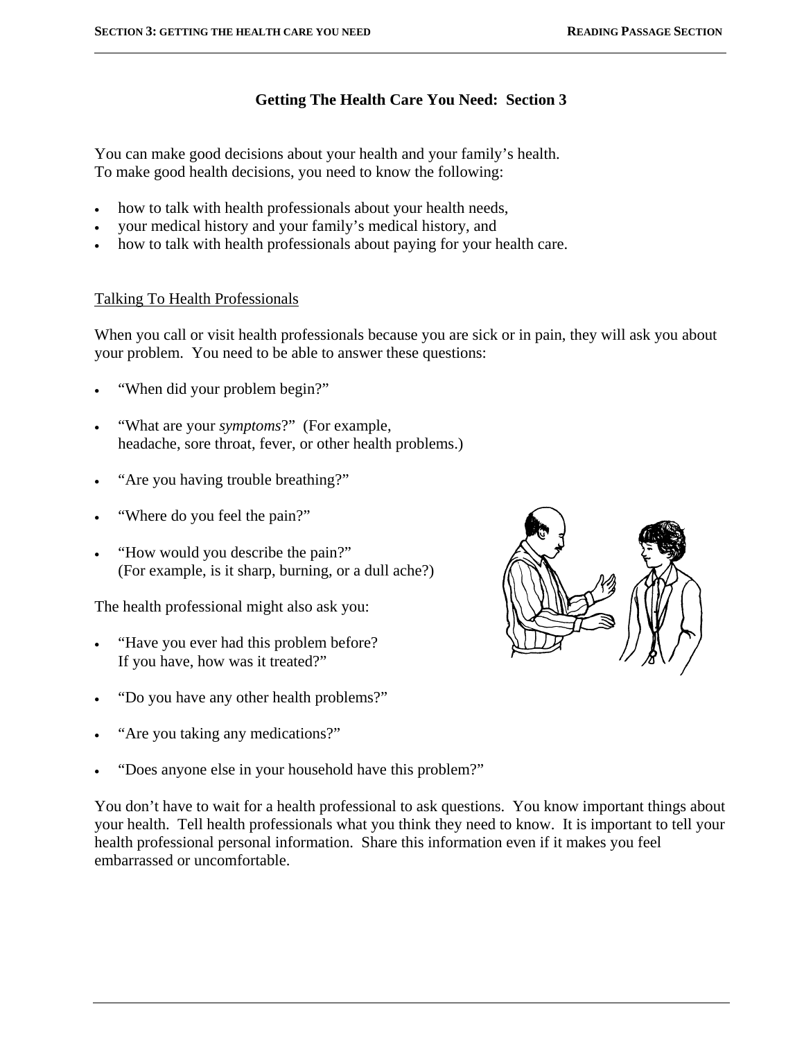# Getting The Health Care You Need: Section 3

You can make good decisions about your health and your family's health.
To make good health decisions, you need to know the following:

- how to talk with health professionals about your health needs,
- your medical history and your family's medical history, and
- how to talk with health professionals about paying for your health care.

## Talking To Health Professionals

When you call or visit health professionals because you are sick or in pain, they will ask you about your problem. You need to be able to answer these questions:

- "When did your problem begin?"
- "What are your *symptoms*?" (For example, headache, sore throat, fever, or other health problems.)
- "Are you having trouble breathing?"
- "Where do you feel the pain?"
- "How would you describe the pain?" (For example, is it sharp, burning, or a dull ache?)

The health professional might also ask you:

- "Have you ever had this problem before? If you have, how was it treated?"
- "Do you have any other health problems?"
- "Are you taking any medications?"
- "Does anyone else in your household have this problem?"

You don't have to wait for a health professional to ask questions. You know important things about your health. Tell health professionals what you think they need to know. It is important to tell your health professional personal information. Share this information even if it makes you feel embarrassed or uncomfortable.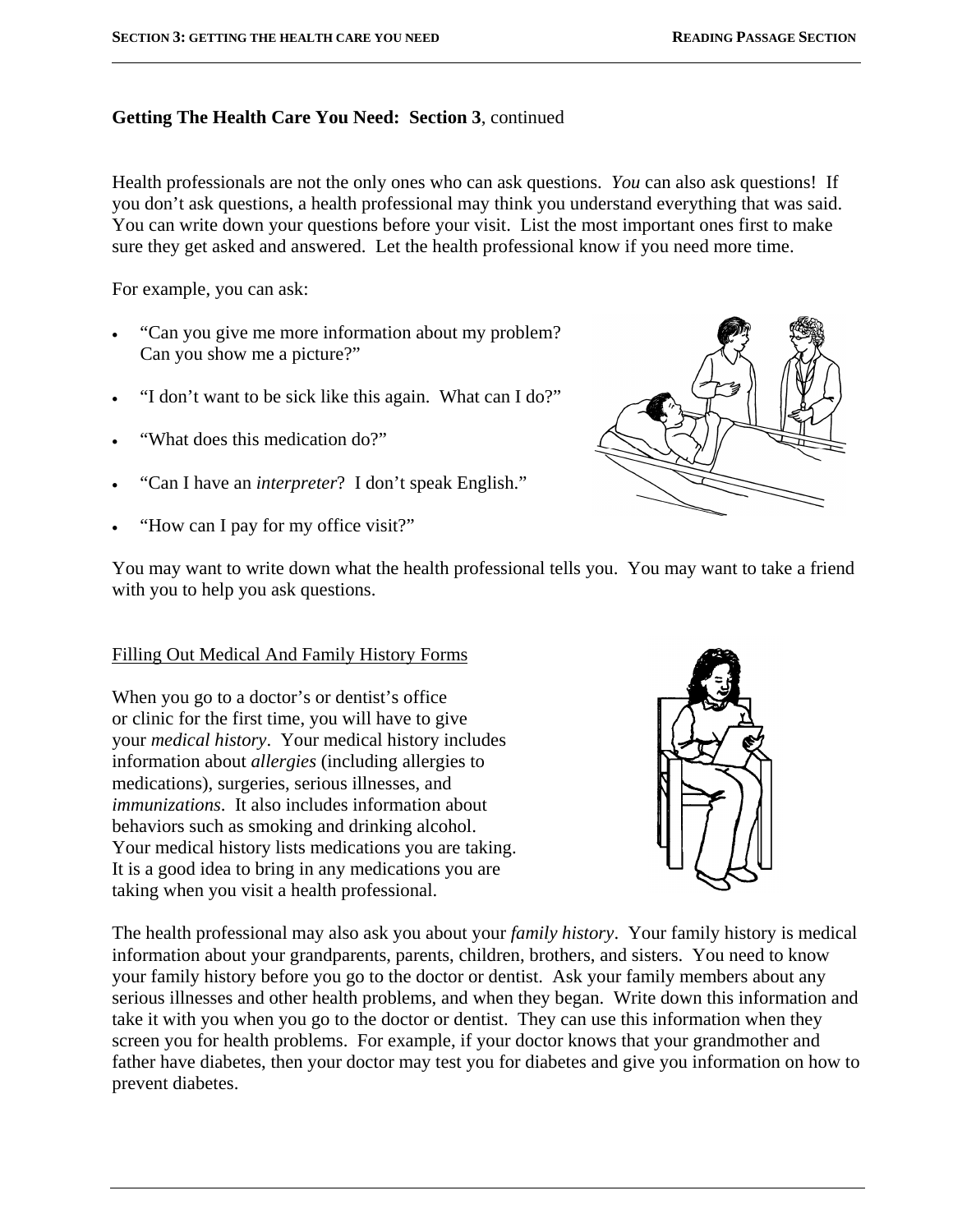**Getting The Health Care You Need: Section 3**, continued

Health professionals are not the only ones who can ask questions. *You* can also ask questions! If you don't ask questions, a health professional may think you understand everything that was said. You can write down your questions before your visit. List the most important ones first to make sure they get asked and answered. Let the health professional know if you need more time.

For example, you can ask:

- "Can you give me more information about my problem? Can you show me a picture?"
- "I don't want to be sick like this again. What can I do?"
- "What does this medication do?"
- "Can I have an *interpreter*? I don't speak English."
- "How can I pay for my office visit?"

You may want to write down what the health professional tells you. You may want to take a friend with you to help you ask questions.

<u>Filling Out Medical And Family History Forms</u>

When you go to a doctor's or dentist's office or clinic for the first time, you will have to give your *medical history*. Your medical history includes information about *allergies* (including allergies to medications), surgeries, serious illnesses, and *immunizations*. It also includes information about behaviors such as smoking and drinking alcohol. Your medical history lists medications you are taking. It is a good idea to bring in any medications you are taking when you visit a health professional.

The health professional may also ask you about your *family history*. Your family history is medical information about your grandparents, parents, children, brothers, and sisters. You need to know your family history before you go to the doctor or dentist. Ask your family members about any serious illnesses and other health problems, and when they began. Write down this information and take it with you when you go to the doctor or dentist. They can use this information when they screen you for health problems. For example, if your doctor knows that your grandmother and father have diabetes, then your doctor may test you for diabetes and give you information on how to prevent diabetes.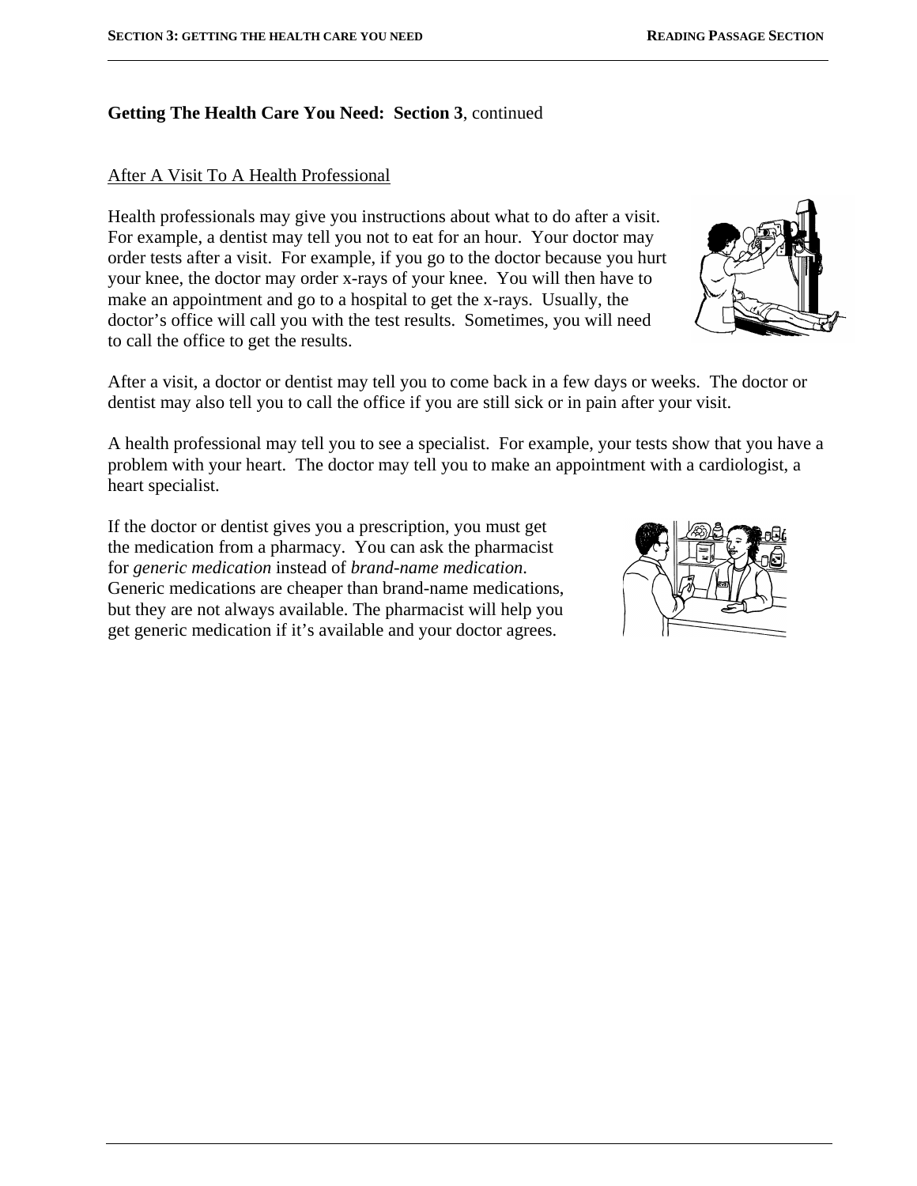**Getting The Health Care You Need: Section 3**, continued

After A Visit To A Health Professional

Health professionals may give you instructions about what to do after a visit. For example, a dentist may tell you not to eat for an hour. Your doctor may order tests after a visit. For example, if you go to the doctor because you hurt your knee, the doctor may order x-rays of your knee. You will then have to make an appointment and go to a hospital to get the x-rays. Usually, the doctor's office will call you with the test results. Sometimes, you will need to call the office to get the results.

After a visit, a doctor or dentist may tell you to come back in a few days or weeks. The doctor or dentist may also tell you to call the office if you are still sick or in pain after your visit.

A health professional may tell you to see a specialist. For example, your tests show that you have a problem with your heart. The doctor may tell you to make an appointment with a cardiologist, a heart specialist.

If the doctor or dentist gives you a prescription, you must get the medication from a pharmacy. You can ask the pharmacist for *generic medication* instead of *brand-name medication*. Generic medications are cheaper than brand-name medications, but they are not always available. The pharmacist will help you get generic medication if it's available and your doctor agrees.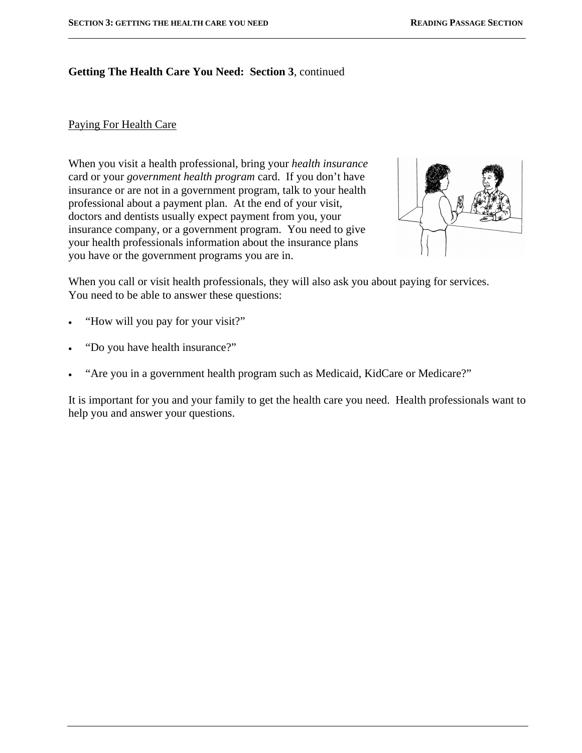**Getting The Health Care You Need: Section 3**, continued

Paying For Health Care

When you visit a health professional, bring your *health insurance* card or your *government health program* card. If you don't have insurance or are not in a government program, talk to your health professional about a payment plan. At the end of your visit, doctors and dentists usually expect payment from you, your insurance company, or a government program. You need to give your health professionals information about the insurance plans you have or the government programs you are in.

When you call or visit health professionals, they will also ask you about paying for services. You need to be able to answer these questions:

- "How will you pay for your visit?"
- "Do you have health insurance?"
- "Are you in a government health program such as Medicaid, KidCare or Medicare?"

It is important for you and your family to get the health care you need. Health professionals want to help you and answer your questions.